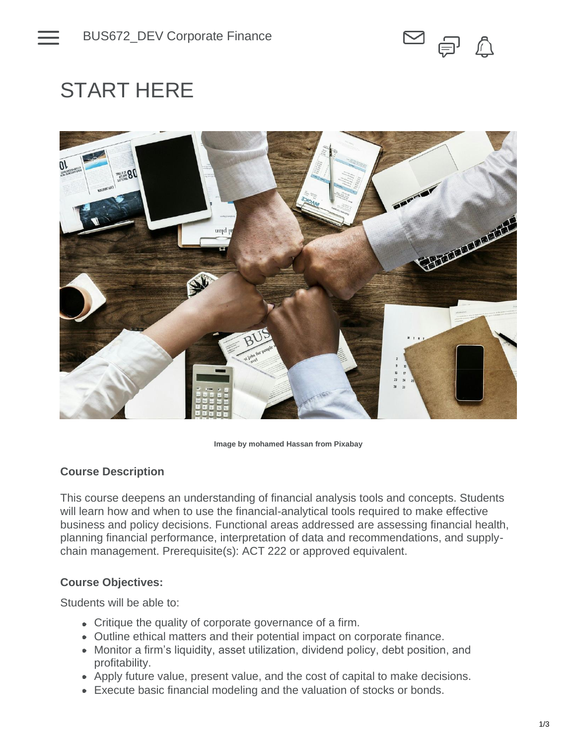BUS672_DEV Corporate Finance

# START HERE

Image by mohamed Hassan from Pixabay

**Course Description**

This course deepens an understanding of financial analysis tools and concepts. Students will learn how and when to use the financial-analytical tools required to make effective business and policy decisions. Functional areas addressed are assessing financial health, planning financial performance, interpretation of data and recommendations, and supply-chain management. Prerequisite(s): ACT 222 or approved equivalent.

**Course Objectives:**

Students will be able to:

- Critique the quality of corporate governance of a firm.
- Outline ethical matters and their potential impact on corporate finance.
- Monitor a firm's liquidity, asset utilization, dividend policy, debt position, and profitability.
- Apply future value, present value, and the cost of capital to make decisions.
- Execute basic financial modeling and the valuation of stocks or bonds.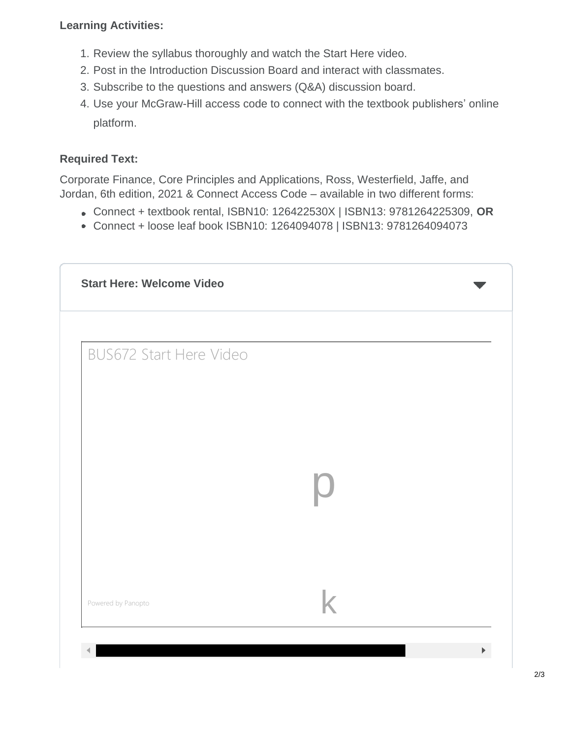**Learning Activities:**

1. Review the syllabus thoroughly and watch the Start Here video.
2. Post in the Introduction Discussion Board and interact with classmates.
3. Subscribe to the questions and answers (Q&A) discussion board.
4. Use your McGraw-Hill access code to connect with the textbook publishers' online platform.

**Required Text:**

Corporate Finance, Core Principles and Applications, Ross, Westerfield, Jaffe, and Jordan, 6th edition, 2021 & Connect Access Code – available in two different forms:

- Connect + textbook rental, ISBN10: 126422530X | ISBN13: 9781264225309, **OR**
- Connect + loose leaf book ISBN10: 1264094078 | ISBN13: 9781264094073

**Start Here: Welcome Video**

BUS672 Start Here Video

Powered by Panopto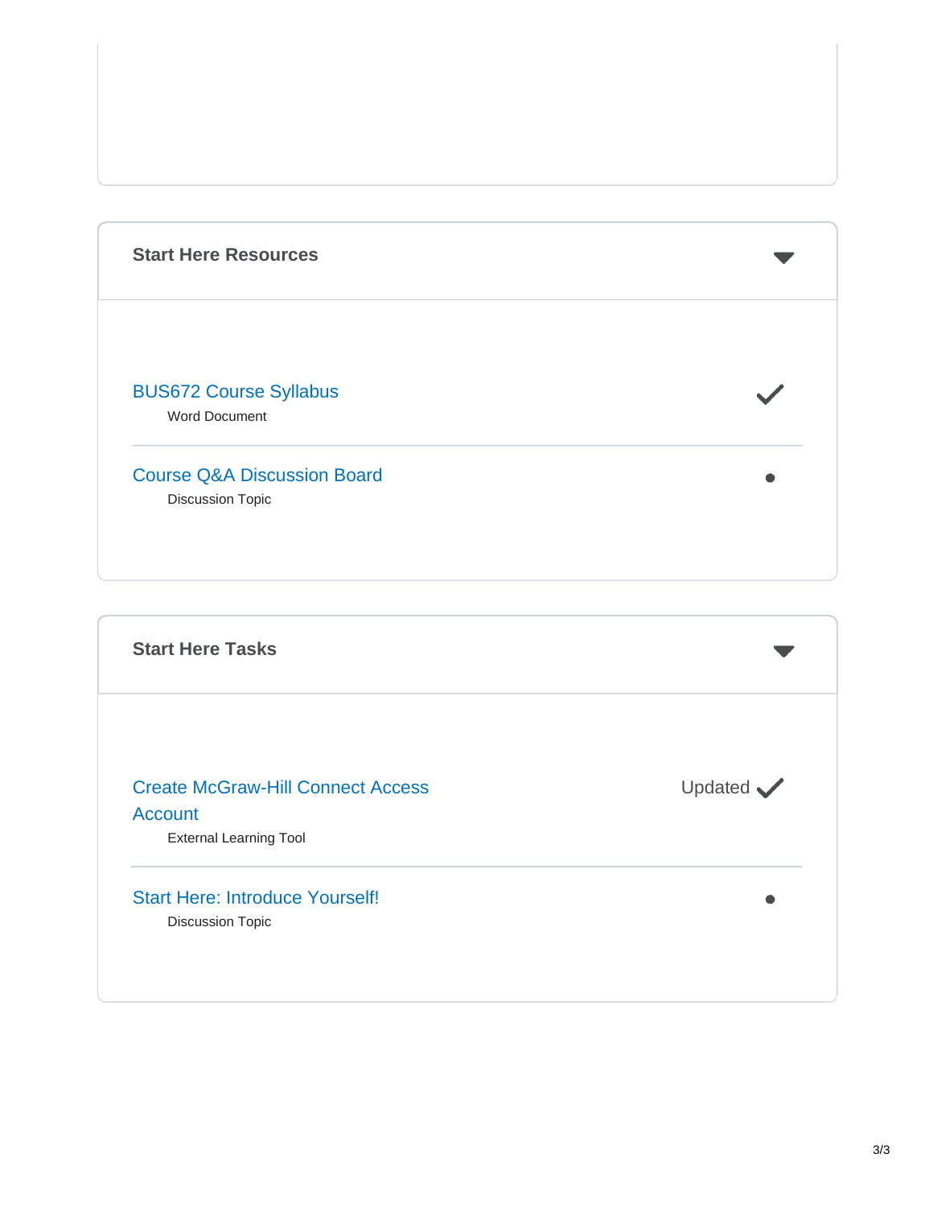## Start Here Resources

BUS672 Course Syllabus
Word Document

Course Q&A Discussion Board
Discussion Topic

## Start Here Tasks

Create McGraw-Hill Connect Access Account
External Learning Tool

Updated

Start Here: Introduce Yourself!
Discussion Topic